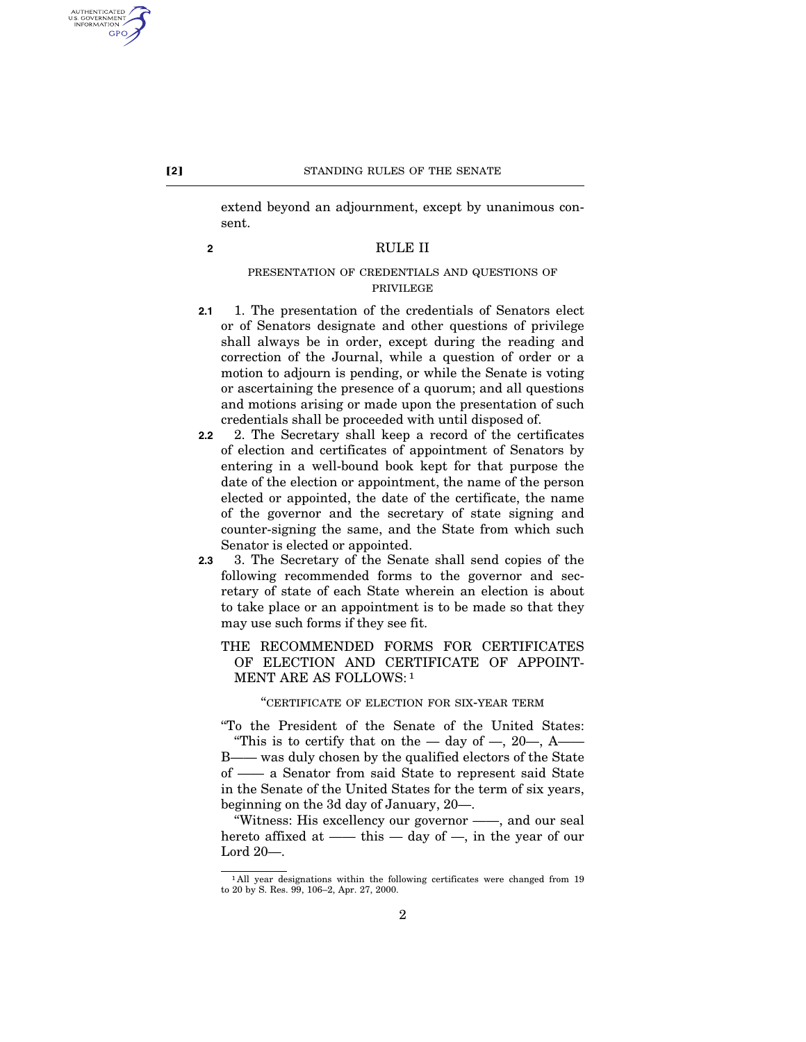extend beyond an adjournment, except by unanimous consent.

2

## RULE II

### PRESENTATION OF CREDENTIALS AND QUESTIONS OF PRIVILEGE

**2.1** 1. The presentation of the credentials of Senators elect or of Senators designate and other questions of privilege shall always be in order, except during the reading and correction of the Journal, while a question of order or a motion to adjourn is pending, or while the Senate is voting or ascertaining the presence of a quorum; and all questions and motions arising or made upon the presentation of such credentials shall be proceeded with until disposed of.

**2.2** 2. The Secretary shall keep a record of the certificates of election and certificates of appointment of Senators by entering in a well-bound book kept for that purpose the date of the election or appointment, the name of the person elected or appointed, the date of the certificate, the name of the governor and the secretary of state signing and counter-signing the same, and the State from which such Senator is elected or appointed.

**2.3** 3. The Secretary of the Senate shall send copies of the following recommended forms to the governor and secretary of state of each State wherein an election is about to take place or an appointment is to be made so that they may use such forms if they see fit.

THE RECOMMENDED FORMS FOR CERTIFICATES OF ELECTION AND CERTIFICATE OF APPOINTMENT ARE AS FOLLOWS: [1]

"CERTIFICATE OF ELECTION FOR SIX-YEAR TERM

"To the President of the Senate of the United States:

"This is to certify that on the — day of —, 20—, A—— B—— was duly chosen by the qualified electors of the State of —— a Senator from said State to represent said State in the Senate of the United States for the term of six years, beginning on the 3d day of January, 20—.

"Witness: His excellency our governor ——, and our seal hereto affixed at —— this — day of —, in the year of our Lord 20—.

[1] All year designations within the following certificates were changed from 19 to 20 by S. Res. 99, 106–2, Apr. 27, 2000.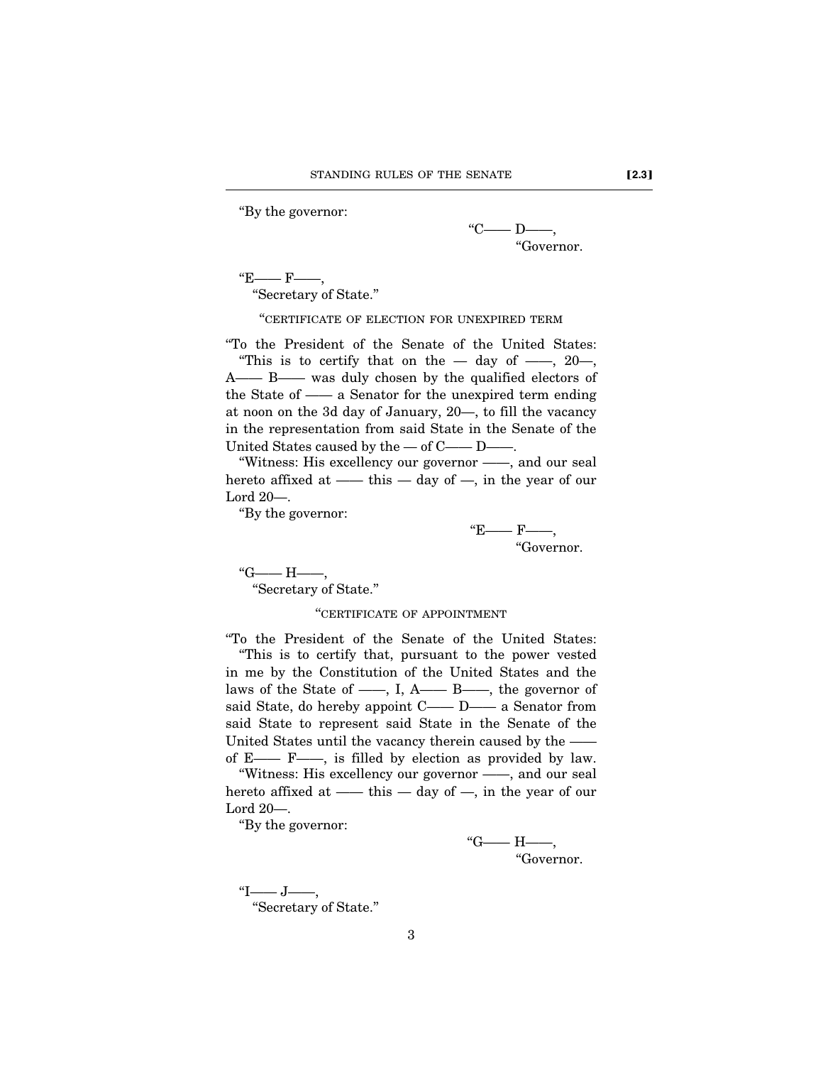"By the governor:

"C—— D——,
"Governor.

"E—— F——,
"Secretary of State."

"CERTIFICATE OF ELECTION FOR UNEXPIRED TERM

"To the President of the Senate of the United States:

"This is to certify that on the — day of ——, 20—, A—— B—— was duly chosen by the qualified electors of the State of —— a Senator for the unexpired term ending at noon on the 3d day of January, 20—, to fill the vacancy in the representation from said State in the Senate of the United States caused by the — of C—— D——.

"Witness: His excellency our governor ——, and our seal hereto affixed at —— this — day of —, in the year of our Lord 20—.

"By the governor:

"E—— F——,
"Governor.

"G—— H——,
"Secretary of State."

"CERTIFICATE OF APPOINTMENT

"To the President of the Senate of the United States:

"This is to certify that, pursuant to the power vested in me by the Constitution of the United States and the laws of the State of ——, I, A—— B——, the governor of said State, do hereby appoint C—— D—— a Senator from said State to represent said State in the Senate of the United States until the vacancy therein caused by the —— of E—— F——, is filled by election as provided by law.

"Witness: His excellency our governor ——, and our seal hereto affixed at —— this — day of —, in the year of our Lord 20—.

"By the governor:

"G—— H——,
"Governor.

"I—— J——,
"Secretary of State."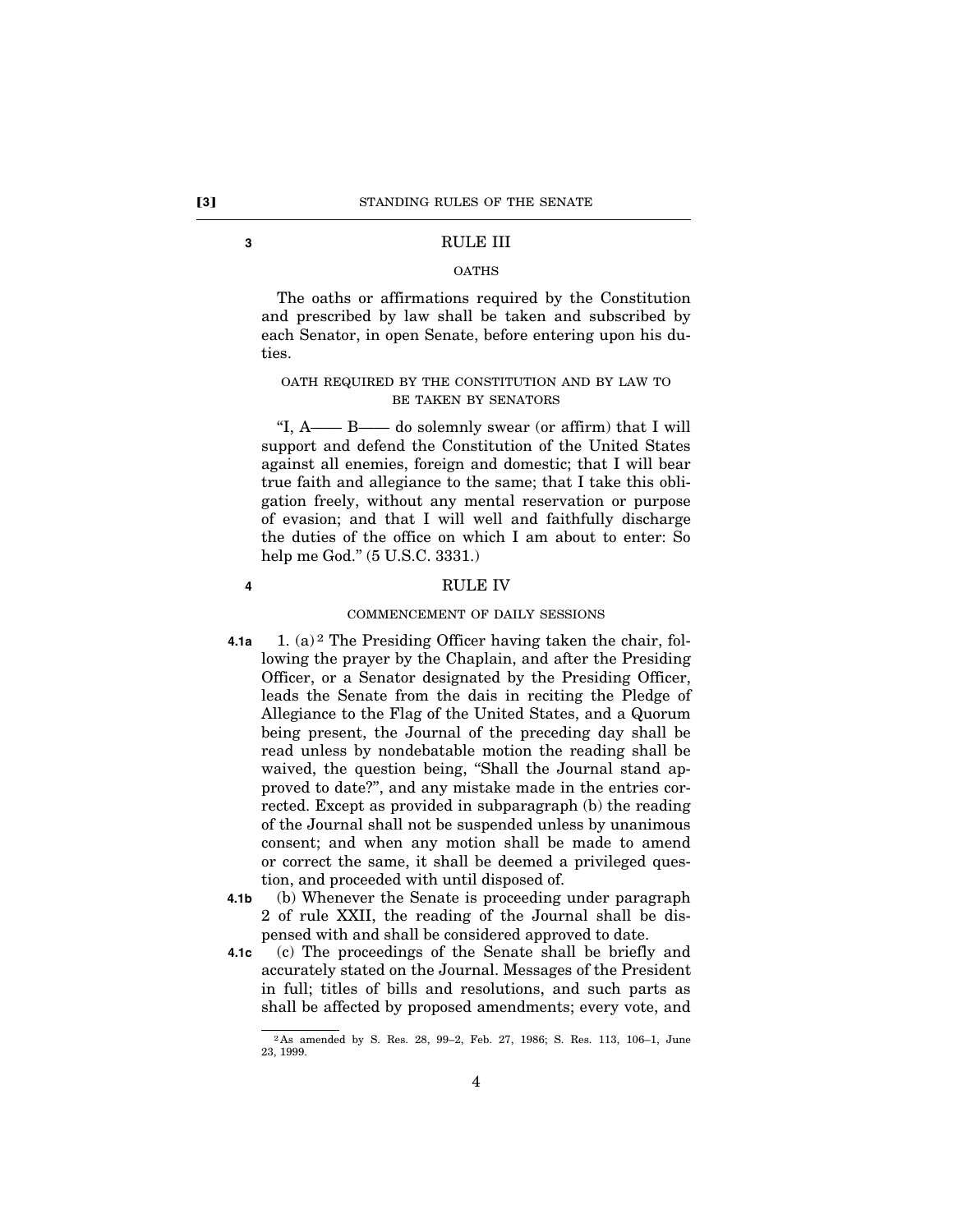3

## RULE III

### OATHS

The oaths or affirmations required by the Constitution and prescribed by law shall be taken and subscribed by each Senator, in open Senate, before entering upon his duties.

#### OATH REQUIRED BY THE CONSTITUTION AND BY LAW TO BE TAKEN BY SENATORS

"I, A—— B—— do solemnly swear (or affirm) that I will support and defend the Constitution of the United States against all enemies, foreign and domestic; that I will bear true faith and allegiance to the same; that I take this obligation freely, without any mental reservation or purpose of evasion; and that I will well and faithfully discharge the duties of the office on which I am about to enter: So help me God." (5 U.S.C. 3331.)

4

## RULE IV

### COMMENCEMENT OF DAILY SESSIONS

**4.1a** 1. (a)[2] The Presiding Officer having taken the chair, following the prayer by the Chaplain, and after the Presiding Officer, or a Senator designated by the Presiding Officer, leads the Senate from the dais in reciting the Pledge of Allegiance to the Flag of the United States, and a Quorum being present, the Journal of the preceding day shall be read unless by nondebatable motion the reading shall be waived, the question being, "Shall the Journal stand approved to date?", and any mistake made in the entries corrected. Except as provided in subparagraph (b) the reading of the Journal shall not be suspended unless by unanimous consent; and when any motion shall be made to amend or correct the same, it shall be deemed a privileged question, and proceeded with until disposed of.

**4.1b** (b) Whenever the Senate is proceeding under paragraph 2 of rule XXII, the reading of the Journal shall be dispensed with and shall be considered approved to date.

**4.1c** (c) The proceedings of the Senate shall be briefly and accurately stated on the Journal. Messages of the President in full; titles of bills and resolutions, and such parts as shall be affected by proposed amendments; every vote, and

[2] As amended by S. Res. 28, 99–2, Feb. 27, 1986; S. Res. 113, 106–1, June 23, 1999.